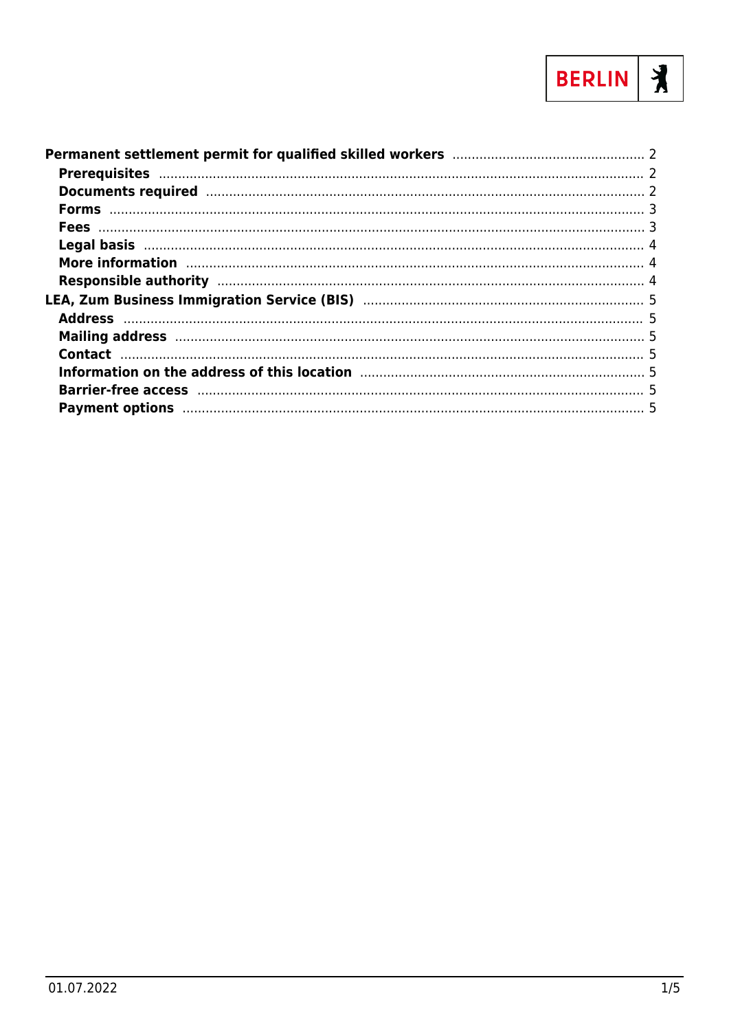BERLIN

- **Permanent settlement permit for qualified skilled workers** ..... 2
  - **Prerequisites** ..... 2
  - **Documents required** ..... 2
  - **Forms** ..... 3
  - **Fees** ..... 3
  - **Legal basis** ..... 4
  - **More information** ..... 4
  - **Responsible authority** ..... 4
- **LEA, Zum Business Immigration Service (BIS)** ..... 5
  - **Address** ..... 5
  - **Mailing address** ..... 5
  - **Contact** ..... 5
  - **Information on the address of this location** ..... 5
  - **Barrier-free access** ..... 5
  - **Payment options** ..... 5

01.07.2022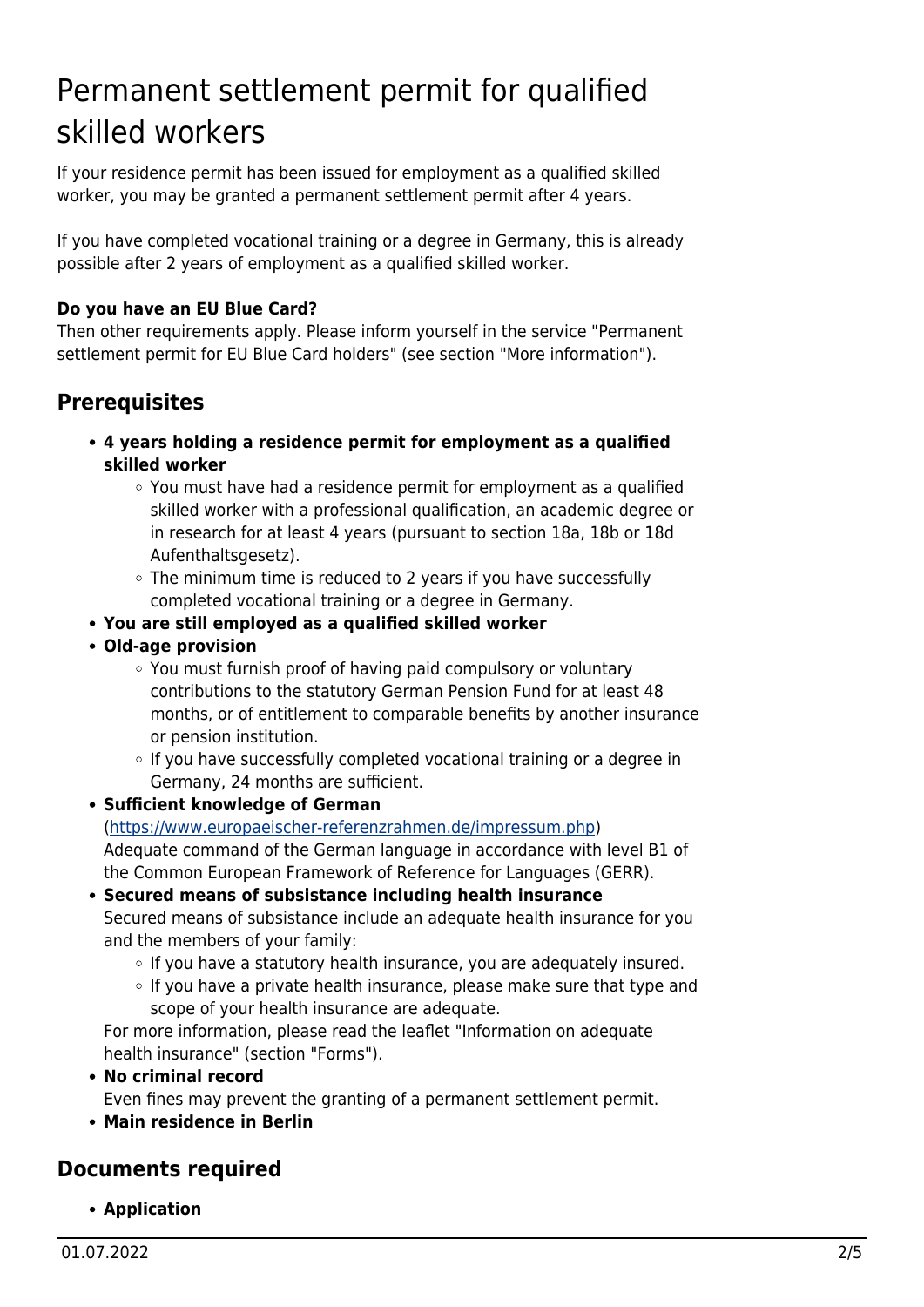# Permanent settlement permit for qualified skilled workers

If your residence permit has been issued for employment as a qualified skilled worker, you may be granted a permanent settlement permit after 4 years.

If you have completed vocational training or a degree in Germany, this is already possible after 2 years of employment as a qualified skilled worker.

**Do you have an EU Blue Card?**
Then other requirements apply. Please inform yourself in the service "Permanent settlement permit for EU Blue Card holders" (see section "More information").

## Prerequisites

- **4 years holding a residence permit for employment as a qualified skilled worker**
  - You must have had a residence permit for employment as a qualified skilled worker with a professional qualification, an academic degree or in research for at least 4 years (pursuant to section 18a, 18b or 18d Aufenthaltsgesetz).
  - The minimum time is reduced to 2 years if you have successfully completed vocational training or a degree in Germany.
- **You are still employed as a qualified skilled worker**
- **Old-age provision**
  - You must furnish proof of having paid compulsory or voluntary contributions to the statutory German Pension Fund for at least 48 months, or of entitlement to comparable benefits by another insurance or pension institution.
  - If you have successfully completed vocational training or a degree in Germany, 24 months are sufficient.
- **Sufficient knowledge of German** (https://www.europaeischer-referenzrahmen.de/impressum.php)
  Adequate command of the German language in accordance with level B1 of the Common European Framework of Reference for Languages (GERR).
- **Secured means of subsistance including health insurance**
  Secured means of subsistance include an adequate health insurance for you and the members of your family:
  - If you have a statutory health insurance, you are adequately insured.
  - If you have a private health insurance, please make sure that type and scope of your health insurance are adequate.

  For more information, please read the leaflet "Information on adequate health insurance" (section "Forms").
- **No criminal record**
  Even fines may prevent the granting of a permanent settlement permit.
- **Main residence in Berlin**

## Documents required

- **Application**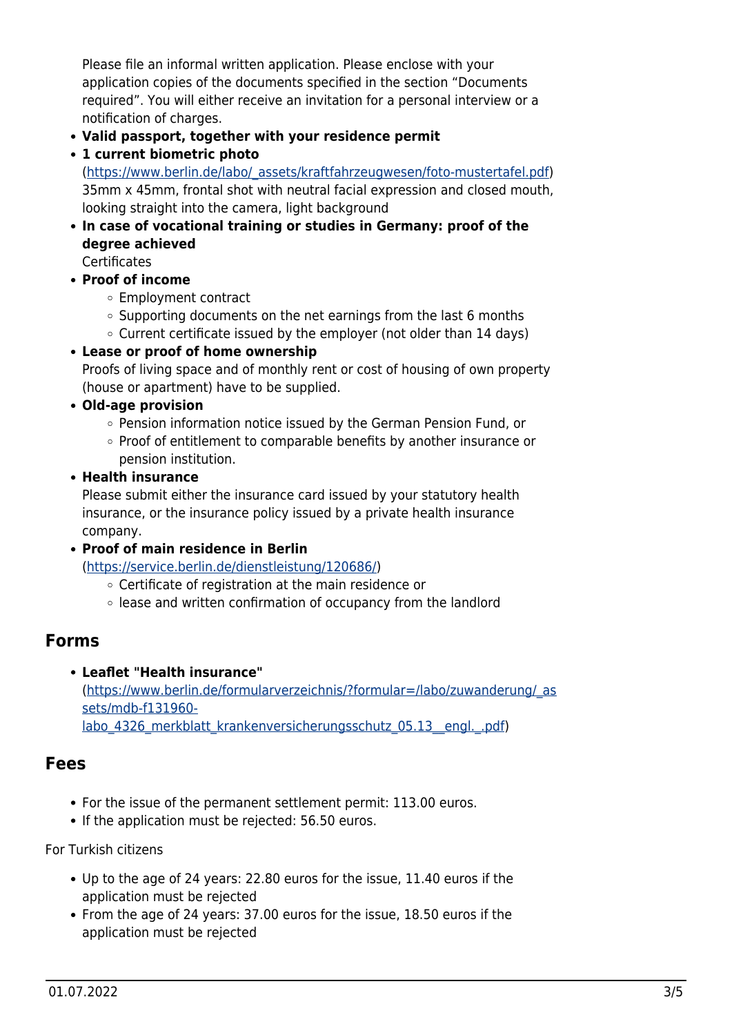Please file an informal written application. Please enclose with your application copies of the documents specified in the section “Documents required”. You will either receive an invitation for a personal interview or a notification of charges.

- **Valid passport, together with your residence permit**
- **1 current biometric photo**
  (https://www.berlin.de/labo/_assets/kraftfahrzeugwesen/foto-mustertafel.pdf)
  35mm x 45mm, frontal shot with neutral facial expression and closed mouth, looking straight into the camera, light background
- **In case of vocational training or studies in Germany: proof of the degree achieved**
  Certificates
- **Proof of income**
  - Employment contract
  - Supporting documents on the net earnings from the last 6 months
  - Current certificate issued by the employer (not older than 14 days)
- **Lease or proof of home ownership**
  Proofs of living space and of monthly rent or cost of housing of own property (house or apartment) have to be supplied.
- **Old-age provision**
  - Pension information notice issued by the German Pension Fund, or
  - Proof of entitlement to comparable benefits by another insurance or pension institution.
- **Health insurance**
  Please submit either the insurance card issued by your statutory health insurance, or the insurance policy issued by a private health insurance company.
- **Proof of main residence in Berlin**
  (https://service.berlin.de/dienstleistung/120686/)
  - Certificate of registration at the main residence or
  - lease and written confirmation of occupancy from the landlord

## Forms

- **Leaflet "Health insurance"**
  (https://www.berlin.de/formularverzeichnis/?formular=/labo/zuwanderung/_assets/mdb-f131960-labo_4326_merkblatt_krankenversicherungsschutz_05.13__engl._.pdf)

## Fees

- For the issue of the permanent settlement permit: 113.00 euros.
- If the application must be rejected: 56.50 euros.

For Turkish citizens

- Up to the age of 24 years: 22.80 euros for the issue, 11.40 euros if the application must be rejected
- From the age of 24 years: 37.00 euros for the issue, 18.50 euros if the application must be rejected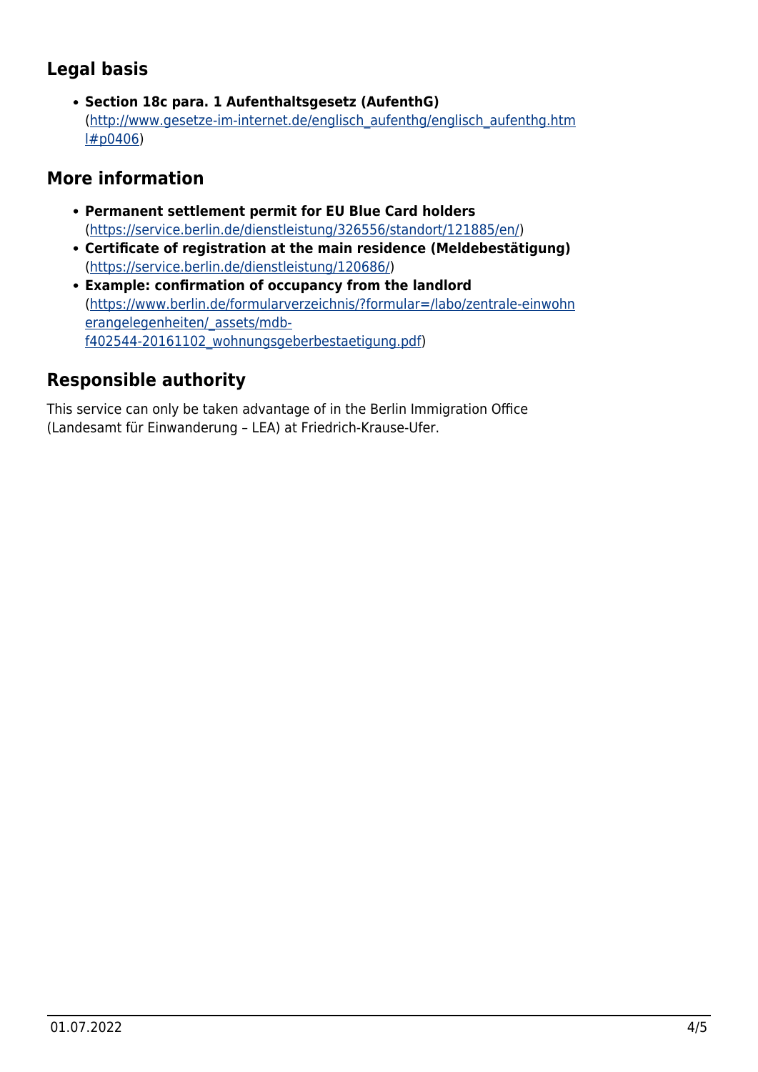## Legal basis

- **Section 18c para. 1 Aufenthaltsgesetz (AufenthG)**
  (http://www.gesetze-im-internet.de/englisch_aufenthg/englisch_aufenthg.html#p0406)

## More information

- **Permanent settlement permit for EU Blue Card holders**
  (https://service.berlin.de/dienstleistung/326556/standort/121885/en/)
- **Certificate of registration at the main residence (Meldebestätigung)**
  (https://service.berlin.de/dienstleistung/120686/)
- **Example: confirmation of occupancy from the landlord**
  (https://www.berlin.de/formularverzeichnis/?formular=/labo/zentrale-einwohnerangelegenheiten/_assets/mdb-f402544-20161102_wohnungsgeberbestaetigung.pdf)

## Responsible authority

This service can only be taken advantage of in the Berlin Immigration Office (Landesamt für Einwanderung – LEA) at Friedrich-Krause-Ufer.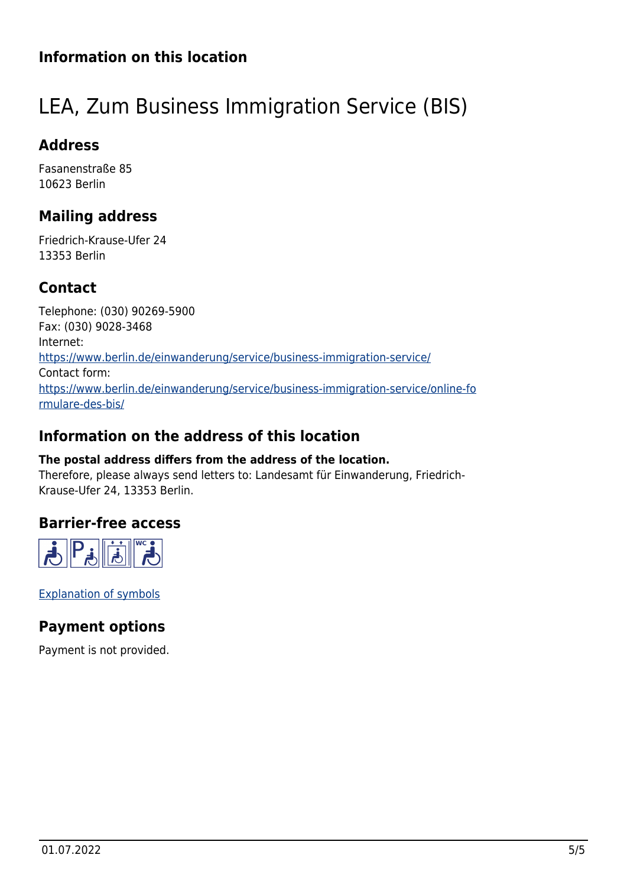## Information on this location

# LEA, Zum Business Immigration Service (BIS)

### Address

Fasanenstraße 85
10623 Berlin

### Mailing address

Friedrich-Krause-Ufer 24
13353 Berlin

### Contact

Telephone: (030) 90269-5900
Fax: (030) 9028-3468
Internet:
https://www.berlin.de/einwanderung/service/business-immigration-service/
Contact form:
https://www.berlin.de/einwanderung/service/business-immigration-service/online-formulare-des-bis/

### Information on the address of this location

**The postal address differs from the address of the location.**
Therefore, please always send letters to: Landesamt für Einwanderung, Friedrich-Krause-Ufer 24, 13353 Berlin.

### Barrier-free access

Explanation of symbols

### Payment options

Payment is not provided.